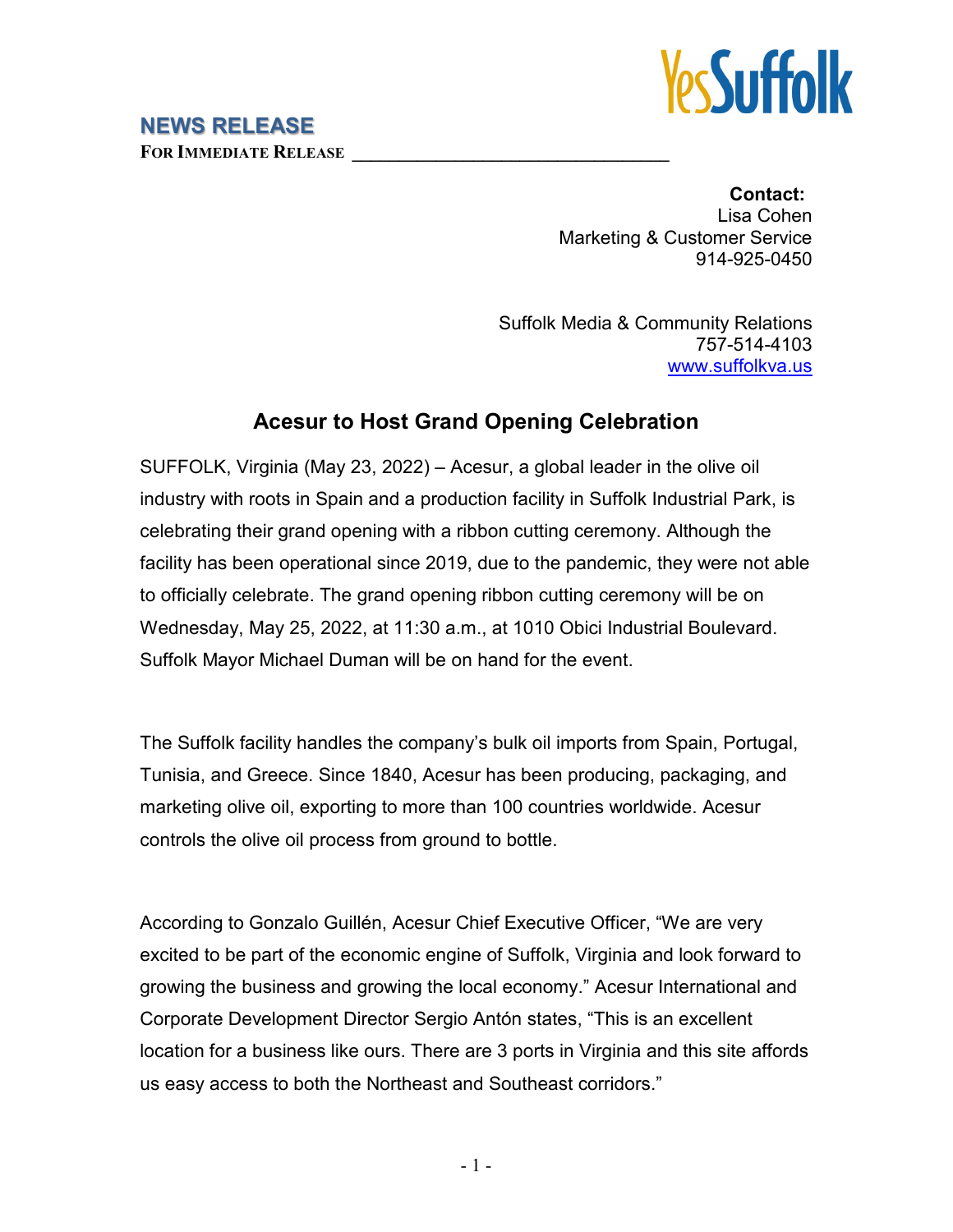YesSuffolk

**NEWS RELEASE**

**FOR IMMEDIATE RELEASE**

**Contact:**
Lisa Cohen
Marketing & Customer Service
914-925-0450

Suffolk Media & Community Relations
757-514-4103
www.suffolkva.us

## Acesur to Host Grand Opening Celebration

SUFFOLK, Virginia (May 23, 2022) – Acesur, a global leader in the olive oil industry with roots in Spain and a production facility in Suffolk Industrial Park, is celebrating their grand opening with a ribbon cutting ceremony. Although the facility has been operational since 2019, due to the pandemic, they were not able to officially celebrate. The grand opening ribbon cutting ceremony will be on Wednesday, May 25, 2022, at 11:30 a.m., at 1010 Obici Industrial Boulevard. Suffolk Mayor Michael Duman will be on hand for the event.

The Suffolk facility handles the company's bulk oil imports from Spain, Portugal, Tunisia, and Greece. Since 1840, Acesur has been producing, packaging, and marketing olive oil, exporting to more than 100 countries worldwide. Acesur controls the olive oil process from ground to bottle.

According to Gonzalo Guillén, Acesur Chief Executive Officer, "We are very excited to be part of the economic engine of Suffolk, Virginia and look forward to growing the business and growing the local economy." Acesur International and Corporate Development Director Sergio Antón states, "This is an excellent location for a business like ours. There are 3 ports in Virginia and this site affords us easy access to both the Northeast and Southeast corridors."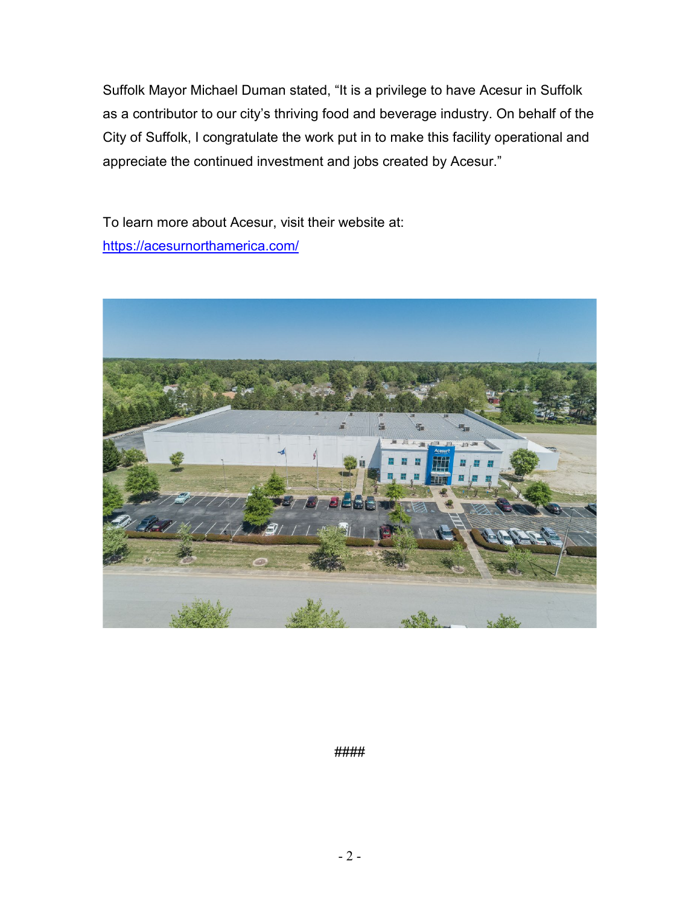Suffolk Mayor Michael Duman stated, “It is a privilege to have Acesur in Suffolk as a contributor to our city’s thriving food and beverage industry. On behalf of the City of Suffolk, I congratulate the work put in to make this facility operational and appreciate the continued investment and jobs created by Acesur.”

To learn more about Acesur, visit their website at:
https://acesurnorthamerica.com/

####